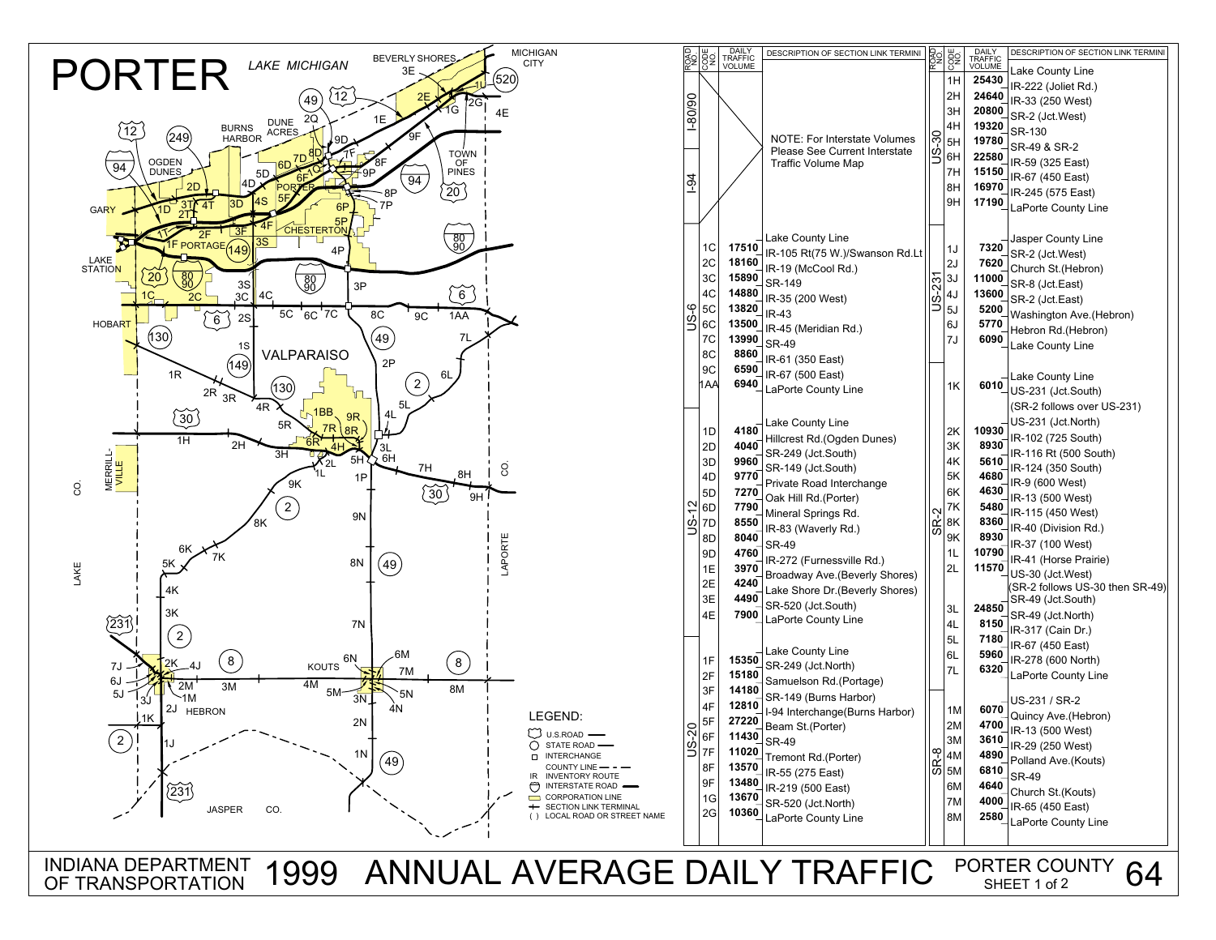# PORTER

INDIANA DEPARTMENT OF TRANSPORTATION — 1999 ANNUAL AVERAGE DAILY TRAFFIC — PORTER COUNTY SHEET 1 of 2 — 64

| ROAD NO | CODE NO | DAILY TRAFFIC VOLUME | DESCRIPTION OF SECTION LINK TERMINI |
|---|---|---|---|
| I-80/90, I-94 | | | NOTE: For Interstate Volumes Please See Current Interstate Traffic Volume Map |
| US-6 | | | Lake County Line |
| | 1C | 17510 | IR-105 Rt(75 W.)/Swanson Rd.Lt |
| | 2C | 18160 | IR-19 (McCool Rd.) |
| | 3C | 15890 | SR-149 |
| | 4C | 14880 | IR-35 (200 West) |
| | 5C | 13820 | IR-43 |
| | 6C | 13500 | IR-45 (Meridian Rd.) |
| | 7C | 13990 | SR-49 |
| | 8C | 8860 | IR-61 (350 East) |
| | 9C | 6590 | IR-67 (500 East) |
| | 1AA | 6940 | LaPorte County Line |
| US-12 | | | Lake County Line |
| | 1D | 4180 | Hillcrest Rd.(Ogden Dunes) |
| | 2D | 4040 | SR-249 (Jct.South) |
| | 3D | 9960 | SR-149 (Jct.South) |
| | 4D | 9770 | Private Road Interchange |
| | 5D | 7270 | Oak Hill Rd.(Porter) |
| | 6D | 7790 | Mineral Springs Rd. |
| | 7D | 8550 | IR-83 (Waverly Rd.) |
| | 8D | 8040 | SR-49 |
| | 9D | 4760 | IR-272 (Furnessville Rd.) |
| | 1E | 3970 | Broadway Ave.(Beverly Shores) |
| | 2E | 4240 | Lake Shore Dr.(Beverly Shores) |
| | 3E | 4490 | SR-520 (Jct.South) |
| | 4E | 7900 | LaPorte County Line |
| US-20 | | | Lake County Line |
| | 1F | 15350 | SR-249 (Jct.North) |
| | 2F | 15180 | Samuelson Rd.(Portage) |
| | 3F | 14180 | SR-149 (Burns Harbor) |
| | 4F | 12810 | I-94 Interchange(Burns Harbor) |
| | 5F | 27220 | Beam St.(Porter) |
| | 6F | 11430 | SR-49 |
| | 7F | 11020 | Tremont Rd.(Porter) |
| | 8F | 13570 | IR-55 (275 East) |
| | 9F | 13480 | IR-219 (500 East) |
| | 1G | 13670 | SR-520 (Jct.North) |
| | 2G | 10360 | LaPorte County Line |

| ROAD NO | CODE NO | DAILY TRAFFIC VOLUME | DESCRIPTION OF SECTION LINK TERMINI |
|---|---|---|---|
| US-30 | | | Lake County Line |
| | 1H | 25430 | IR-222 (Joliet Rd.) |
| | 2H | 24640 | IR-33 (250 West) |
| | 3H | 20800 | SR-2 (Jct.West) |
| | 4H | 19320 | SR-130 |
| | 5H | 19780 | SR-49 & SR-2 |
| | 6H | 22580 | IR-59 (325 East) |
| | 7H | 15150 | IR-67 (450 East) |
| | 8H | 16970 | IR-245 (575 East) |
| | 9H | 17190 | LaPorte County Line |
| US-231 | | | Jasper County Line |
| | 1J | 7320 | SR-2 (Jct.West) |
| | 2J | 7620 | Church St.(Hebron) |
| | 3J | 11000 | SR-8 (Jct.East) |
| | 4J | 13600 | SR-2 (Jct.East) |
| | 5J | 5200 | Washington Ave.(Hebron) |
| | 6J | 5770 | Hebron Rd.(Hebron) |
| | 7J | 6090 | Lake County Line |
| SR-2 | | | Lake County Line |
| | 1K | 6010 | US-231 (Jct.South) |
| | | | (SR-2 follows over US-231) |
| | | | US-231 (Jct.North) |
| | 2K | 10930 | IR-102 (725 South) |
| | 3K | 8930 | IR-116 Rt (500 South) |
| | 4K | 5610 | IR-124 (350 South) |
| | 5K | 4680 | IR-9 (600 West) |
| | 6K | 4630 | IR-13 (500 West) |
| | 7K | 5480 | IR-115 (450 West) |
| | 8K | 8360 | IR-40 (Division Rd.) |
| | 9K | 8930 | IR-37 (100 West) |
| | 1L | 10790 | IR-41 (Horse Prairie) |
| | 2L | 11570 | US-30 (Jct.West) |
| | | | (SR-2 follows US-30 then SR-49) |
| | | | SR-49 (Jct.South) |
| | 3L | 24850 | SR-49 (Jct.North) |
| | 4L | 8150 | IR-317 (Cain Dr.) |
| | 5L | 7180 | IR-67 (450 East) |
| | 6L | 5960 | IR-278 (600 North) |
| | 7L | 6320 | LaPorte County Line |
| SR-8 | | | US-231 / SR-2 |
| | 1M | 6070 | Quincy Ave.(Hebron) |
| | 2M | 4700 | IR-13 (500 West) |
| | 3M | 3610 | IR-29 (250 West) |
| | 4M | 4890 | Polland Ave.(Kouts) |
| | 5M | 6810 | SR-49 |
| | 6M | 4640 | Church St.(Kouts) |
| | 7M | 4000 | IR-65 (450 East) |
| | 8M | 2580 | LaPorte County Line |

LEGEND:
- U.S.ROAD
- STATE ROAD
- INTERCHANGE
- COUNTY LINE
- IR INVENTORY ROUTE
- INTERSTATE ROAD
- CORPORATION LINE
- SECTION LINK TERMINAL
- ( ) LOCAL ROAD OR STREET NAME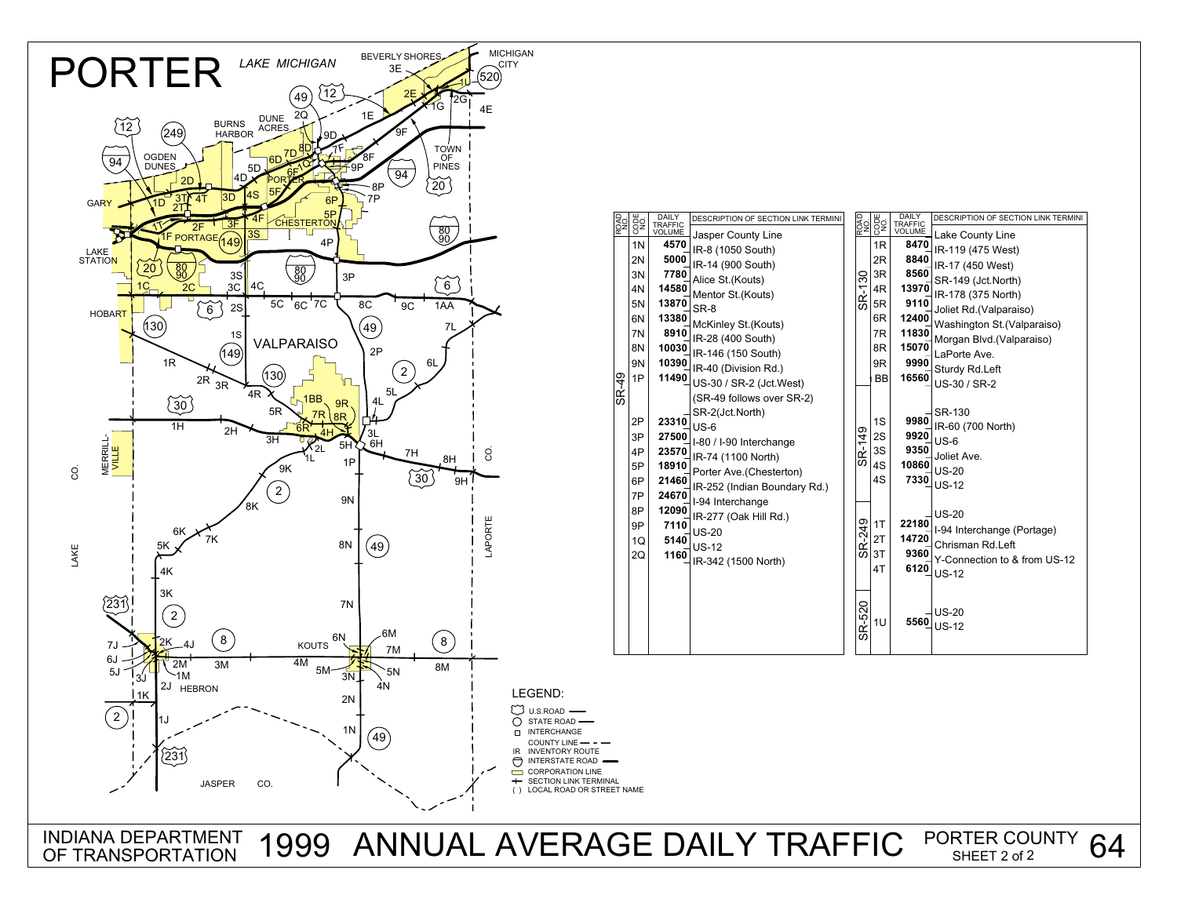# PORTER

LAKE MICHIGAN

| ROAD NO | CODE NO. | DAILY TRAFFIC VOLUME | DESCRIPTION OF SECTION LINK TERMINI |
|---|---|---|---|
| SR-49 | | | Jasper County Line |
| | 1N | 4570 | |
| | | | IR-8 (1050 South) |
| | 2N | 5000 | |
| | | | IR-14 (900 South) |
| | 3N | 7780 | |
| | | | Alice St.(Kouts) |
| | 4N | 14580 | |
| | | | Mentor St.(Kouts) |
| | 5N | 13870 | |
| | | | SR-8 |
| | 6N | 13380 | |
| | | | McKinley St.(Kouts) |
| | 7N | 8910 | |
| | | | IR-28 (400 South) |
| | 8N | 10030 | |
| | | | IR-146 (150 South) |
| | 9N | 10390 | |
| | | | IR-40 (Division Rd.) |
| | 1P | 11490 | |
| | | | US-30 / SR-2 (Jct.West) |
| | | | (SR-49 follows over SR-2) |
| | | | SR-2(Jct.North) |
| | 2P | 23310 | |
| | | | US-6 |
| | 3P | 27500 | |
| | | | I-80 / I-90 Interchange |
| | 4P | 23570 | |
| | | | IR-74 (1100 North) |
| | 5P | 18910 | |
| | | | Porter Ave.(Chesterton) |
| | 6P | 21460 | |
| | | | IR-252 (Indian Boundary Rd.) |
| | 7P | 24670 | |
| | | | I-94 Interchange |
| | 8P | 12090 | |
| | | | IR-277 (Oak Hill Rd.) |
| | 9P | 7110 | |
| | | | US-20 |
| | 1Q | 5140 | |
| | | | US-12 |
| | 2Q | 1160 | |
| | | | IR-342 (1500 North) |

| ROAD NO | CODE NO. | DAILY TRAFFIC VOLUME | DESCRIPTION OF SECTION LINK TERMINI |
|---|---|---|---|
| SR-130 | | | Lake County Line |
| | 1R | 8470 | |
| | | | IR-119 (475 West) |
| | 2R | 8840 | |
| | | | IR-17 (450 West) |
| | 3R | 8560 | |
| | | | SR-149 (Jct.North) |
| | 4R | 13970 | |
| | | | IR-178 (375 North) |
| | 5R | 9110 | |
| | | | Joliet Rd.(Valparaiso) |
| | 6R | 12400 | |
| | | | Washington St.(Valparaiso) |
| | 7R | 11830 | |
| | | | Morgan Blvd.(Valparaiso) |
| | 8R | 15070 | |
| | | | LaPorte Ave. |
| | 9R | 9990 | |
| | | | Sturdy Rd.Left |
| | BB | 16560 | |
| | | | US-30 / SR-2 |
| SR-149 | | | SR-130 |
| | 1S | 9980 | |
| | | | IR-60 (700 North) |
| | 2S | 9920 | |
| | | | US-6 |
| | 3S | 9350 | |
| | | | Joliet Ave. |
| | 4S | 10860 | |
| | | | US-20 |
| | 4S | 7330 | |
| | | | US-12 |
| SR-249 | | | US-20 |
| | 1T | 22180 | |
| | | | I-94 Interchange (Portage) |
| | 2T | 14720 | |
| | | | Chrisman Rd.Left |
| | 3T | 9360 | |
| | | | Y-Connection to & from US-12 |
| | 4T | 6120 | |
| | | | US-12 |
| SR-520 | | | US-20 |
| | 1U | 5560 | |
| | | | US-12 |

LEGEND:
- U.S.ROAD
- STATE ROAD
- INTERCHANGE
- COUNTY LINE
- IR INVENTORY ROUTE
- INTERSTATE ROAD
- CORPORATION LINE
- SECTION LINK TERMINAL
- ( ) LOCAL ROAD OR STREET NAME

INDIANA DEPARTMENT OF TRANSPORTATION

1999 ANNUAL AVERAGE DAILY TRAFFIC

PORTER COUNTY SHEET 2 of 2